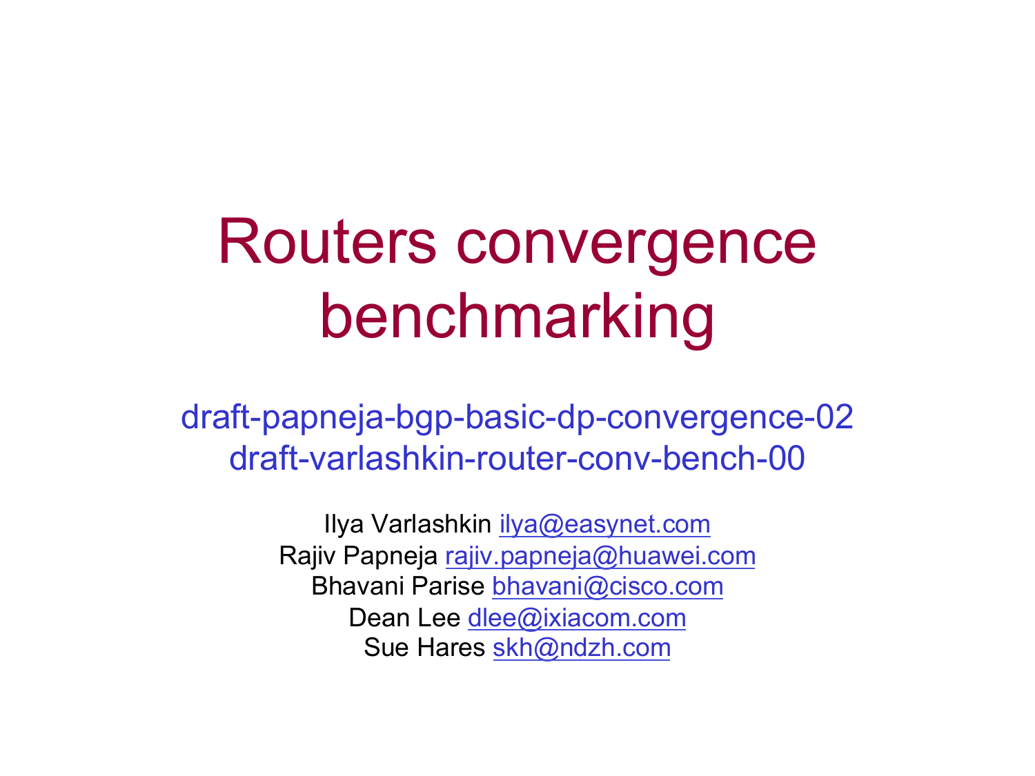# Routers convergence benchmarking

draft-papneja-bgp-basic-dp-convergence-02
draft-varlashkin-router-conv-bench-00

Ilya Varlashkin ilya@easynet.com
Rajiv Papneja rajiv.papneja@huawei.com
Bhavani Parise bhavani@cisco.com
Dean Lee dlee@ixiacom.com
Sue Hares skh@ndzh.com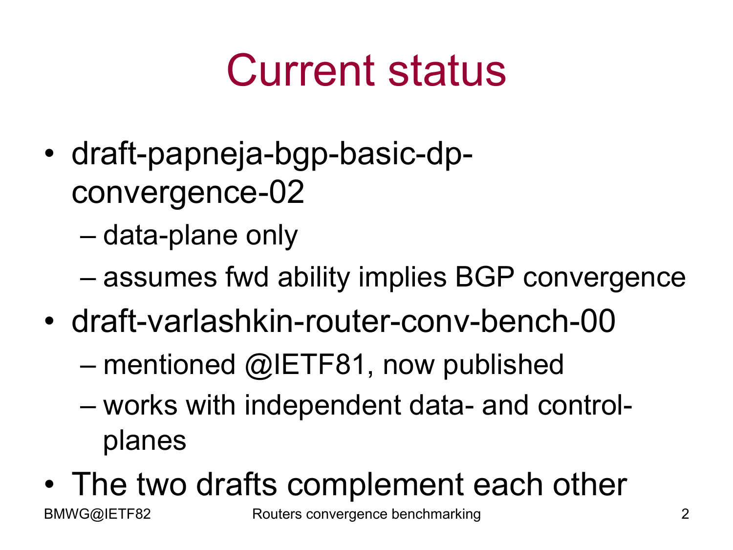# Current status

- draft-papneja-bgp-basic-dp-convergence-02
  - data-plane only
  - assumes fwd ability implies BGP convergence
- draft-varlashkin-router-conv-bench-00
  - mentioned @IETF81, now published
  - works with independent data- and control-planes
- The two drafts complement each other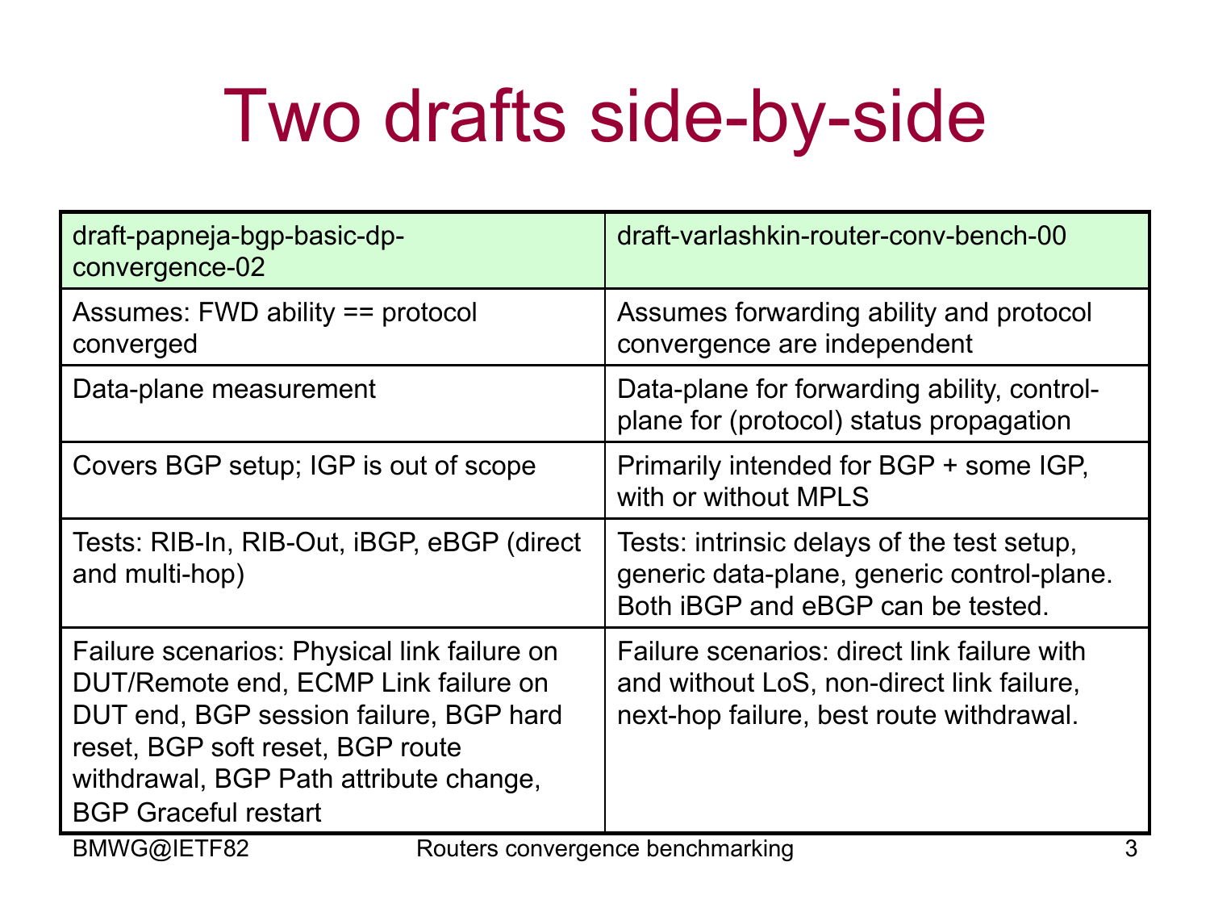# Two drafts side-by-side

| draft-papneja-bgp-basic-dp-convergence-02 | draft-varlashkin-router-conv-bench-00 |
|---|---|
| Assumes: FWD ability == protocol converged | Assumes forwarding ability and protocol convergence are independent |
| Data-plane measurement | Data-plane for forwarding ability, control-plane for (protocol) status propagation |
| Covers BGP setup; IGP is out of scope | Primarily intended for BGP + some IGP, with or without MPLS |
| Tests: RIB-In, RIB-Out, iBGP, eBGP (direct and multi-hop) | Tests: intrinsic delays of the test setup, generic data-plane, generic control-plane. Both iBGP and eBGP can be tested. |
| Failure scenarios: Physical link failure on DUT/Remote end, ECMP Link failure on DUT end, BGP session failure, BGP hard reset, BGP soft reset, BGP route withdrawal, BGP Path attribute change, BGP Graceful restart | Failure scenarios: direct link failure with and without LoS, non-direct link failure, next-hop failure, best route withdrawal. |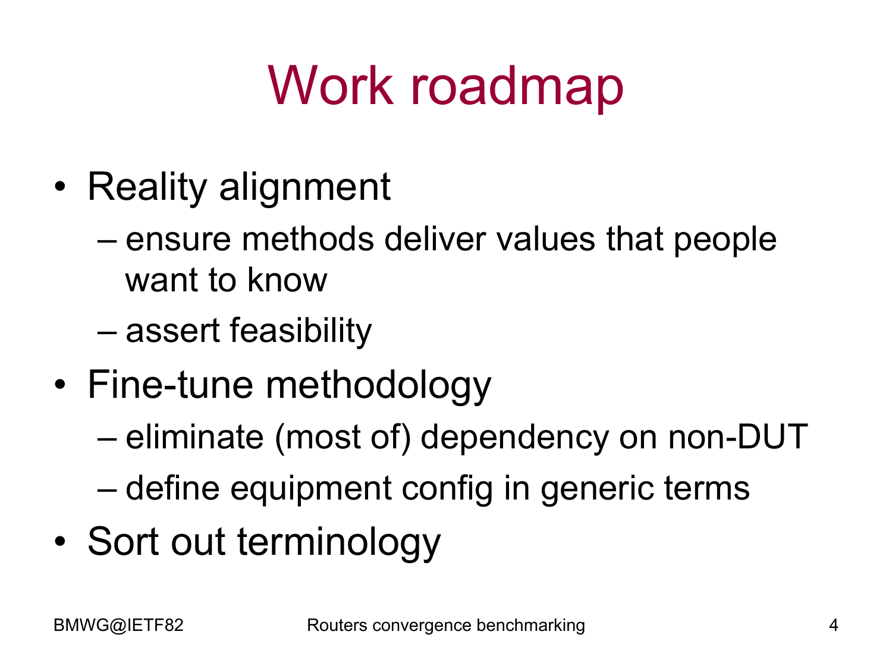# Work roadmap

- Reality alignment
  - ensure methods deliver values that people want to know
  - assert feasibility
- Fine-tune methodology
  - eliminate (most of) dependency on non-DUT
  - define equipment config in generic terms
- Sort out terminology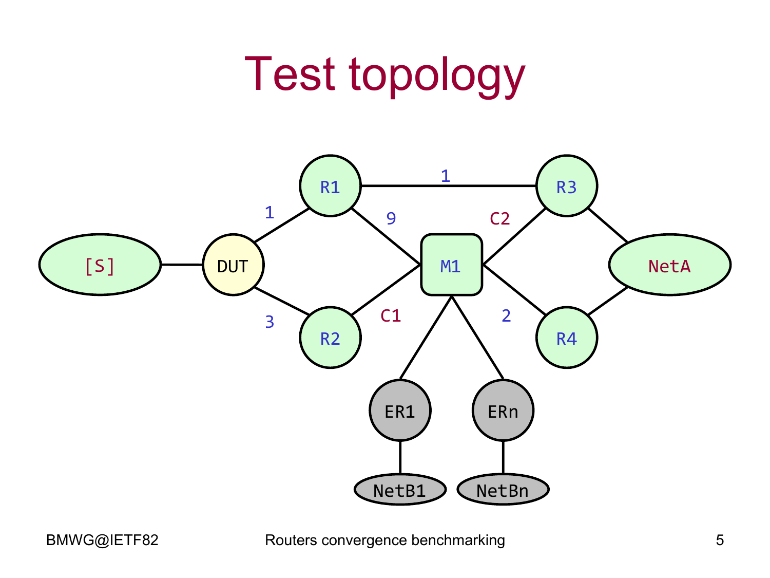# Test topology

[S]

DUT

R1

R2

R3

R4

M1

NetA

ER1

ERn

NetB1

NetBn

1

3

1

9

C1

C2

2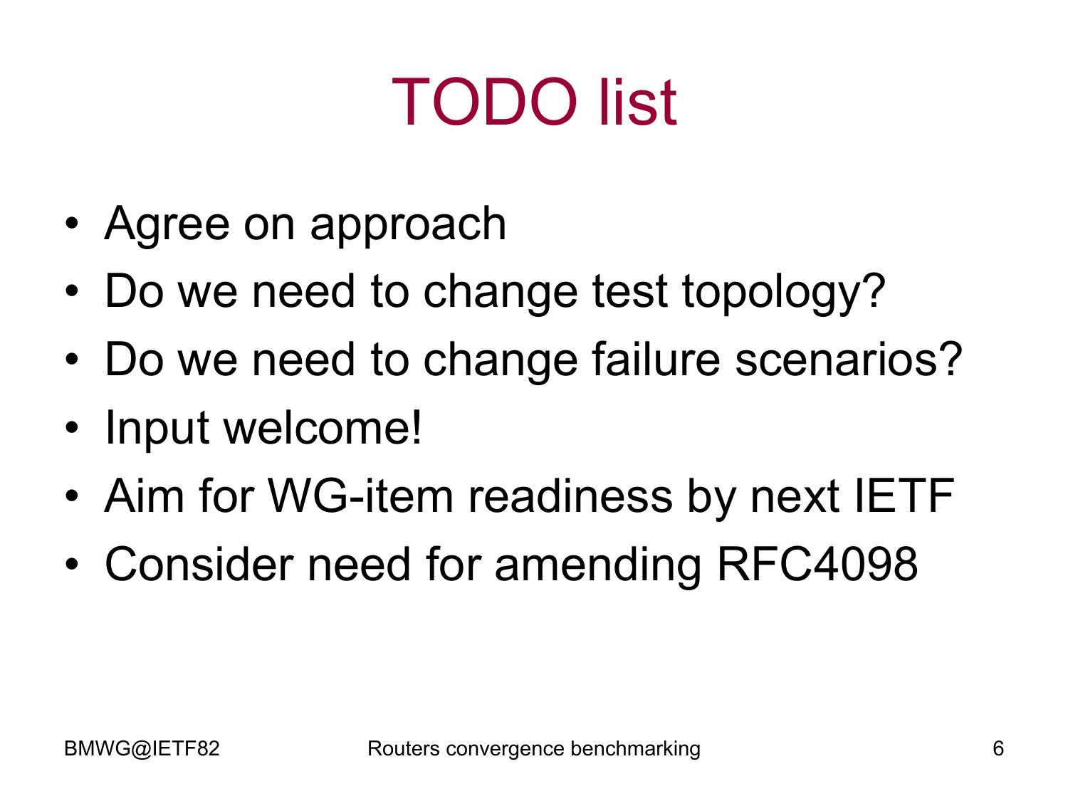# TODO list

- Agree on approach
- Do we need to change test topology?
- Do we need to change failure scenarios?
- Input welcome!
- Aim for WG-item readiness by next IETF
- Consider need for amending RFC4098